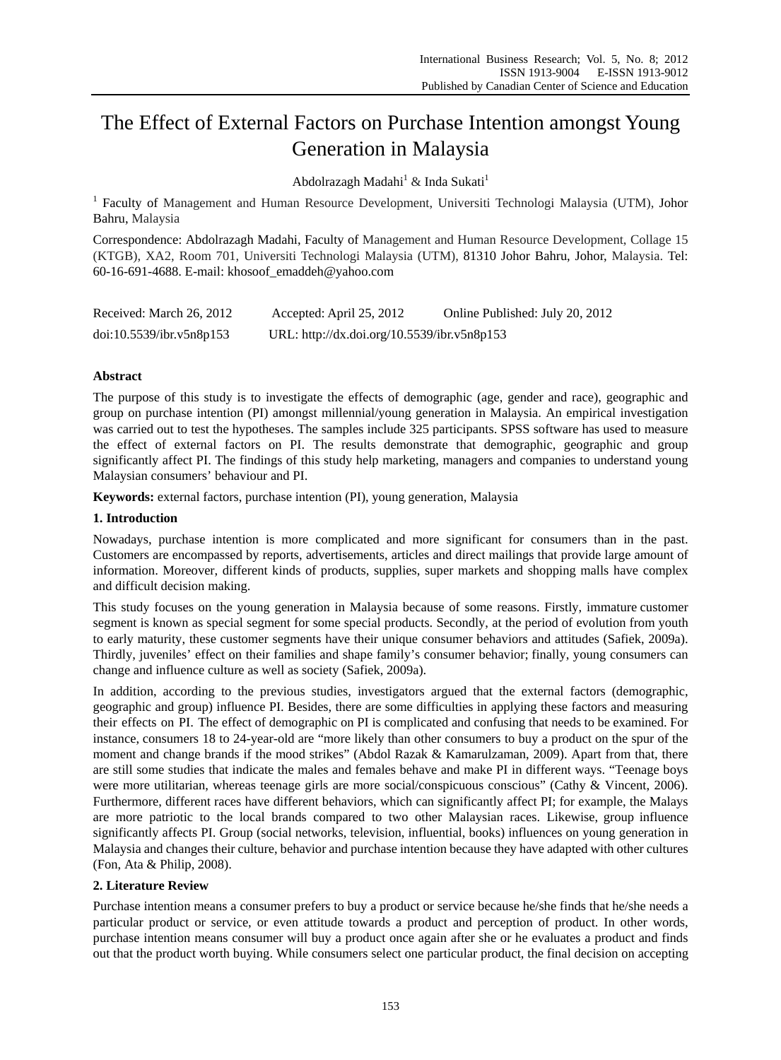# The Effect of External Factors on Purchase Intention amongst Young Generation in Malaysia

Abdolrazagh Madahi[1] & Inda Sukati[1]

[1] Faculty of Management and Human Resource Development, Universiti Technologi Malaysia (UTM), Johor Bahru, Malaysia

Correspondence: Abdolrazagh Madahi, Faculty of Management and Human Resource Development, Collage 15 (KTGB), XA2, Room 701, Universiti Technologi Malaysia (UTM), 81310 Johor Bahru, Johor, Malaysia. Tel: 60-16-691-4688. E-mail: khosoof_emaddeh@yahoo.com

Received: March 26, 2012 Accepted: April 25, 2012 Online Published: July 20, 2012

doi:10.5539/ibr.v5n8p153 URL: http://dx.doi.org/10.5539/ibr.v5n8p153

## Abstract

The purpose of this study is to investigate the effects of demographic (age, gender and race), geographic and group on purchase intention (PI) amongst millennial/young generation in Malaysia. An empirical investigation was carried out to test the hypotheses. The samples include 325 participants. SPSS software has used to measure the effect of external factors on PI. The results demonstrate that demographic, geographic and group significantly affect PI. The findings of this study help marketing, managers and companies to understand young Malaysian consumers' behaviour and PI.

**Keywords:** external factors, purchase intention (PI), young generation, Malaysia

## 1. Introduction

Nowadays, purchase intention is more complicated and more significant for consumers than in the past. Customers are encompassed by reports, advertisements, articles and direct mailings that provide large amount of information. Moreover, different kinds of products, supplies, super markets and shopping malls have complex and difficult decision making.

This study focuses on the young generation in Malaysia because of some reasons. Firstly, immature customer segment is known as special segment for some special products. Secondly, at the period of evolution from youth to early maturity, these customer segments have their unique consumer behaviors and attitudes (Safiek, 2009a). Thirdly, juveniles' effect on their families and shape family's consumer behavior; finally, young consumers can change and influence culture as well as society (Safiek, 2009a).

In addition, according to the previous studies, investigators argued that the external factors (demographic, geographic and group) influence PI. Besides, there are some difficulties in applying these factors and measuring their effects on PI. The effect of demographic on PI is complicated and confusing that needs to be examined. For instance, consumers 18 to 24-year-old are "more likely than other consumers to buy a product on the spur of the moment and change brands if the mood strikes" (Abdol Razak & Kamarulzaman, 2009). Apart from that, there are still some studies that indicate the males and females behave and make PI in different ways. "Teenage boys were more utilitarian, whereas teenage girls are more social/conspicuous conscious" (Cathy & Vincent, 2006). Furthermore, different races have different behaviors, which can significantly affect PI; for example, the Malays are more patriotic to the local brands compared to two other Malaysian races. Likewise, group influence significantly affects PI. Group (social networks, television, influential, books) influences on young generation in Malaysia and changes their culture, behavior and purchase intention because they have adapted with other cultures (Fon, Ata & Philip, 2008).

## 2. Literature Review

Purchase intention means a consumer prefers to buy a product or service because he/she finds that he/she needs a particular product or service, or even attitude towards a product and perception of product. In other words, purchase intention means consumer will buy a product once again after she or he evaluates a product and finds out that the product worth buying. While consumers select one particular product, the final decision on accepting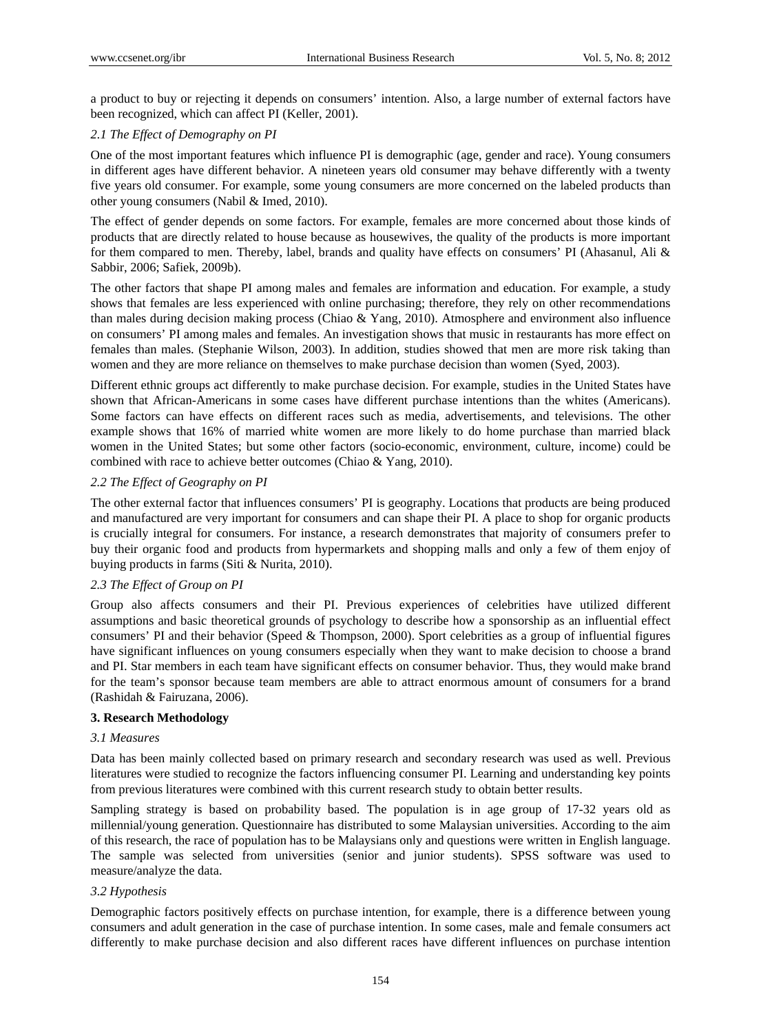a product to buy or rejecting it depends on consumers' intention. Also, a large number of external factors have been recognized, which can affect PI (Keller, 2001).

### *2.1 The Effect of Demography on PI*

One of the most important features which influence PI is demographic (age, gender and race). Young consumers in different ages have different behavior. A nineteen years old consumer may behave differently with a twenty five years old consumer. For example, some young consumers are more concerned on the labeled products than other young consumers (Nabil & Imed, 2010).

The effect of gender depends on some factors. For example, females are more concerned about those kinds of products that are directly related to house because as housewives, the quality of the products is more important for them compared to men. Thereby, label, brands and quality have effects on consumers' PI (Ahasanul, Ali & Sabbir, 2006; Safiek, 2009b).

The other factors that shape PI among males and females are information and education. For example, a study shows that females are less experienced with online purchasing; therefore, they rely on other recommendations than males during decision making process (Chiao & Yang, 2010). Atmosphere and environment also influence on consumers' PI among males and females. An investigation shows that music in restaurants has more effect on females than males. (Stephanie Wilson, 2003). In addition, studies showed that men are more risk taking than women and they are more reliance on themselves to make purchase decision than women (Syed, 2003).

Different ethnic groups act differently to make purchase decision. For example, studies in the United States have shown that African-Americans in some cases have different purchase intentions than the whites (Americans). Some factors can have effects on different races such as media, advertisements, and televisions. The other example shows that 16% of married white women are more likely to do home purchase than married black women in the United States; but some other factors (socio-economic, environment, culture, income) could be combined with race to achieve better outcomes (Chiao & Yang, 2010).

### *2.2 The Effect of Geography on PI*

The other external factor that influences consumers' PI is geography. Locations that products are being produced and manufactured are very important for consumers and can shape their PI. A place to shop for organic products is crucially integral for consumers. For instance, a research demonstrates that majority of consumers prefer to buy their organic food and products from hypermarkets and shopping malls and only a few of them enjoy of buying products in farms (Siti & Nurita, 2010).

### *2.3 The Effect of Group on PI*

Group also affects consumers and their PI. Previous experiences of celebrities have utilized different assumptions and basic theoretical grounds of psychology to describe how a sponsorship as an influential effect consumers' PI and their behavior (Speed & Thompson, 2000). Sport celebrities as a group of influential figures have significant influences on young consumers especially when they want to make decision to choose a brand and PI. Star members in each team have significant effects on consumer behavior. Thus, they would make brand for the team's sponsor because team members are able to attract enormous amount of consumers for a brand (Rashidah & Fairuzana, 2006).

## **3. Research Methodology**

### *3.1 Measures*

Data has been mainly collected based on primary research and secondary research was used as well. Previous literatures were studied to recognize the factors influencing consumer PI. Learning and understanding key points from previous literatures were combined with this current research study to obtain better results.

Sampling strategy is based on probability based. The population is in age group of 17-32 years old as millennial/young generation. Questionnaire has distributed to some Malaysian universities. According to the aim of this research, the race of population has to be Malaysians only and questions were written in English language. The sample was selected from universities (senior and junior students). SPSS software was used to measure/analyze the data.

### *3.2 Hypothesis*

Demographic factors positively effects on purchase intention, for example, there is a difference between young consumers and adult generation in the case of purchase intention. In some cases, male and female consumers act differently to make purchase decision and also different races have different influences on purchase intention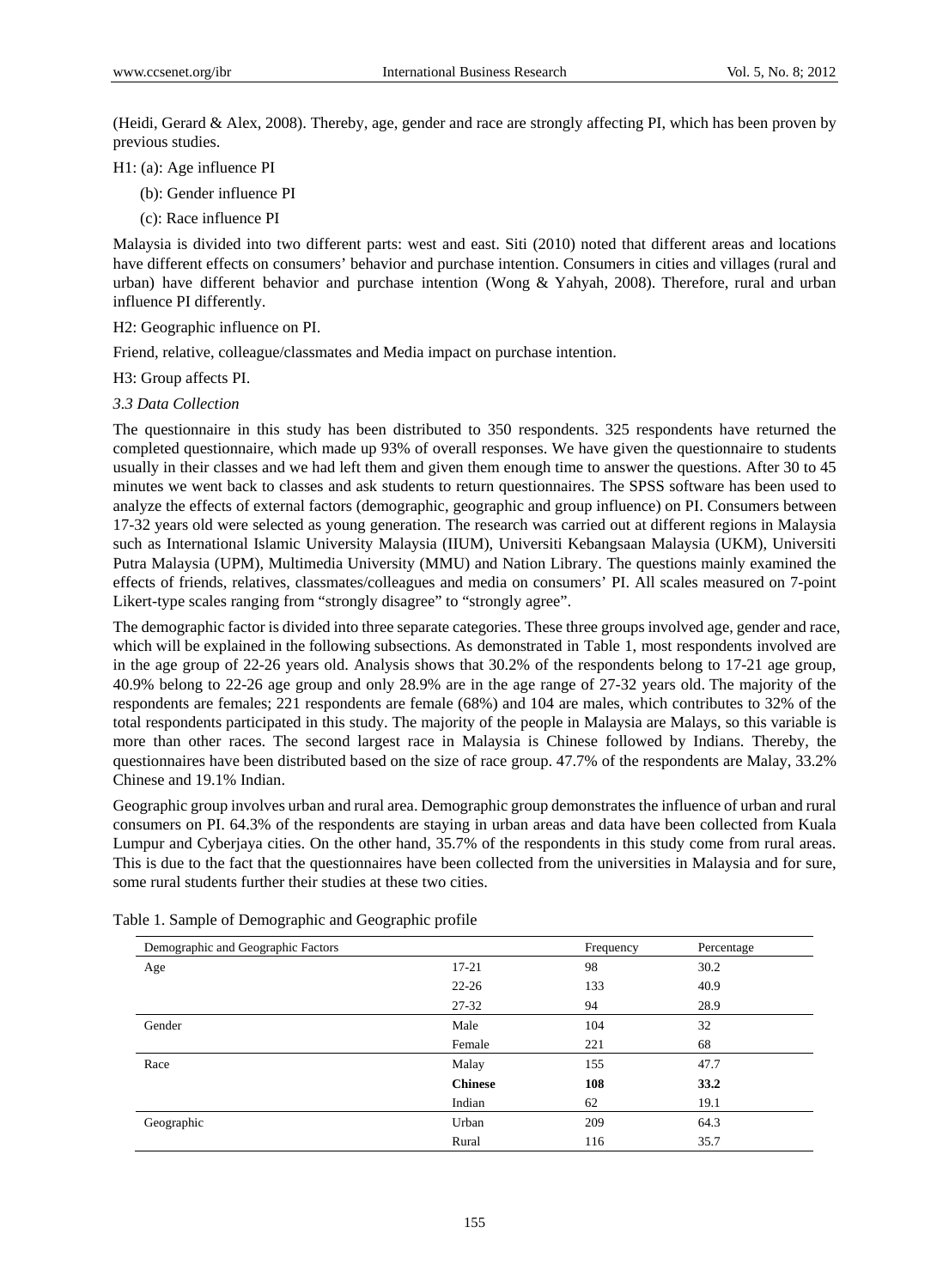(Heidi, Gerard & Alex, 2008). Thereby, age, gender and race are strongly affecting PI, which has been proven by previous studies.

H1: (a): Age influence PI

(b): Gender influence PI

(c): Race influence PI

Malaysia is divided into two different parts: west and east. Siti (2010) noted that different areas and locations have different effects on consumers' behavior and purchase intention. Consumers in cities and villages (rural and urban) have different behavior and purchase intention (Wong & Yahyah, 2008). Therefore, rural and urban influence PI differently.

H2: Geographic influence on PI.

Friend, relative, colleague/classmates and Media impact on purchase intention.

H3: Group affects PI.

### *3.3 Data Collection*

The questionnaire in this study has been distributed to 350 respondents. 325 respondents have returned the completed questionnaire, which made up 93% of overall responses. We have given the questionnaire to students usually in their classes and we had left them and given them enough time to answer the questions. After 30 to 45 minutes we went back to classes and ask students to return questionnaires. The SPSS software has been used to analyze the effects of external factors (demographic, geographic and group influence) on PI. Consumers between 17-32 years old were selected as young generation. The research was carried out at different regions in Malaysia such as International Islamic University Malaysia (IIUM), Universiti Kebangsaan Malaysia (UKM), Universiti Putra Malaysia (UPM), Multimedia University (MMU) and Nation Library. The questions mainly examined the effects of friends, relatives, classmates/colleagues and media on consumers' PI. All scales measured on 7-point Likert-type scales ranging from "strongly disagree" to "strongly agree".

The demographic factor is divided into three separate categories. These three groups involved age, gender and race, which will be explained in the following subsections. As demonstrated in Table 1, most respondents involved are in the age group of 22-26 years old. Analysis shows that 30.2% of the respondents belong to 17-21 age group, 40.9% belong to 22-26 age group and only 28.9% are in the age range of 27-32 years old. The majority of the respondents are females; 221 respondents are female (68%) and 104 are males, which contributes to 32% of the total respondents participated in this study. The majority of the people in Malaysia are Malays, so this variable is more than other races. The second largest race in Malaysia is Chinese followed by Indians. Thereby, the questionnaires have been distributed based on the size of race group. 47.7% of the respondents are Malay, 33.2% Chinese and 19.1% Indian.

Geographic group involves urban and rural area. Demographic group demonstrates the influence of urban and rural consumers on PI. 64.3% of the respondents are staying in urban areas and data have been collected from Kuala Lumpur and Cyberjaya cities. On the other hand, 35.7% of the respondents in this study come from rural areas. This is due to the fact that the questionnaires have been collected from the universities in Malaysia and for sure, some rural students further their studies at these two cities.

Table 1. Sample of Demographic and Geographic profile

| Demographic and Geographic Factors | | Frequency | Percentage |
|---|---|---|---|
| Age | 17-21 | 98 | 30.2 |
| | 22-26 | 133 | 40.9 |
| | 27-32 | 94 | 28.9 |
| Gender | Male | 104 | 32 |
| | Female | 221 | 68 |
| Race | Malay | 155 | 47.7 |
| | **Chinese** | **108** | **33.2** |
| | Indian | 62 | 19.1 |
| Geographic | Urban | 209 | 64.3 |
| | Rural | 116 | 35.7 |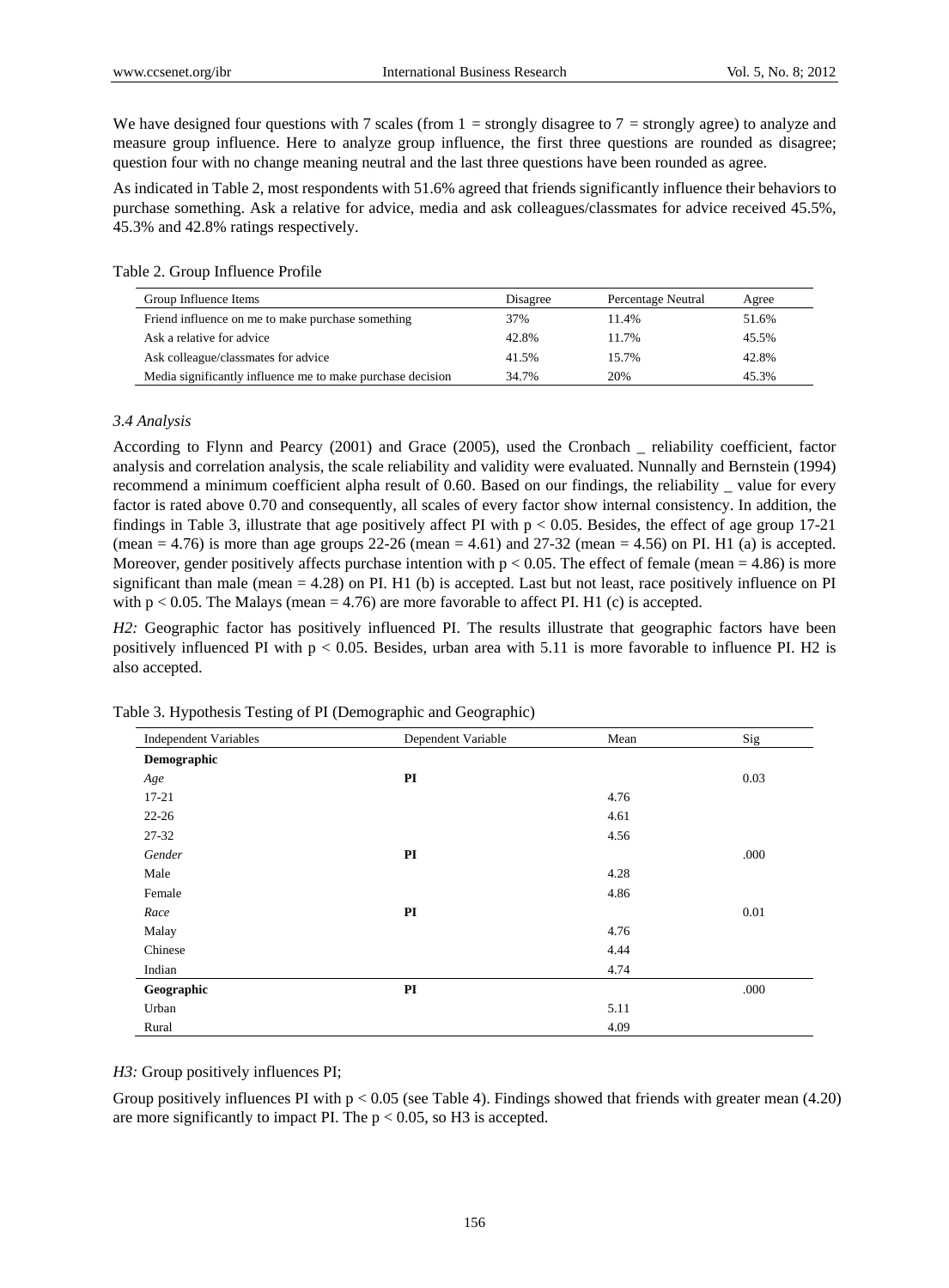We have designed four questions with 7 scales (from 1 = strongly disagree to 7 = strongly agree) to analyze and measure group influence. Here to analyze group influence, the first three questions are rounded as disagree; question four with no change meaning neutral and the last three questions have been rounded as agree.

As indicated in Table 2, most respondents with 51.6% agreed that friends significantly influence their behaviors to purchase something. Ask a relative for advice, media and ask colleagues/classmates for advice received 45.5%, 45.3% and 42.8% ratings respectively.

Table 2. Group Influence Profile

| Group Influence Items | Disagree | Percentage Neutral | Agree |
|---|---|---|---|
| Friend influence on me to make purchase something | 37% | 11.4% | 51.6% |
| Ask a relative for advice | 42.8% | 11.7% | 45.5% |
| Ask colleague/classmates for advice | 41.5% | 15.7% | 42.8% |
| Media significantly influence me to make purchase decision | 34.7% | 20% | 45.3% |

### 3.4 Analysis

According to Flynn and Pearcy (2001) and Grace (2005), used the Cronbach _ reliability coefficient, factor analysis and correlation analysis, the scale reliability and validity were evaluated. Nunnally and Bernstein (1994) recommend a minimum coefficient alpha result of 0.60. Based on our findings, the reliability _ value for every factor is rated above 0.70 and consequently, all scales of every factor show internal consistency. In addition, the findings in Table 3, illustrate that age positively affect PI with $p < 0.05$. Besides, the effect of age group 17-21 (mean = 4.76) is more than age groups 22-26 (mean = 4.61) and 27-32 (mean = 4.56) on PI. H1 (a) is accepted. Moreover, gender positively affects purchase intention with $p < 0.05$. The effect of female (mean = 4.86) is more significant than male (mean = 4.28) on PI. H1 (b) is accepted. Last but not least, race positively influence on PI with $p < 0.05$. The Malays (mean = 4.76) are more favorable to affect PI. H1 (c) is accepted.

*H2:* Geographic factor has positively influenced PI. The results illustrate that geographic factors have been positively influenced PI with $p < 0.05$. Besides, urban area with 5.11 is more favorable to influence PI. H2 is also accepted.

Table 3. Hypothesis Testing of PI (Demographic and Geographic)

| Independent Variables | Dependent Variable | Mean | Sig |
|---|---|---|---|
| **Demographic** | | | |
| *Age* | **PI** | | 0.03 |
| 17-21 | | 4.76 | |
| 22-26 | | 4.61 | |
| 27-32 | | 4.56 | |
| *Gender* | **PI** | | .000 |
| Male | | 4.28 | |
| Female | | 4.86 | |
| *Race* | **PI** | | 0.01 |
| Malay | | 4.76 | |
| Chinese | | 4.44 | |
| Indian | | 4.74 | |
| **Geographic** | **PI** | | .000 |
| Urban | | 5.11 | |
| Rural | | 4.09 | |

*H3:* Group positively influences PI;

Group positively influences PI with $p < 0.05$ (see Table 4). Findings showed that friends with greater mean (4.20) are more significantly to impact PI. The $p < 0.05$, so H3 is accepted.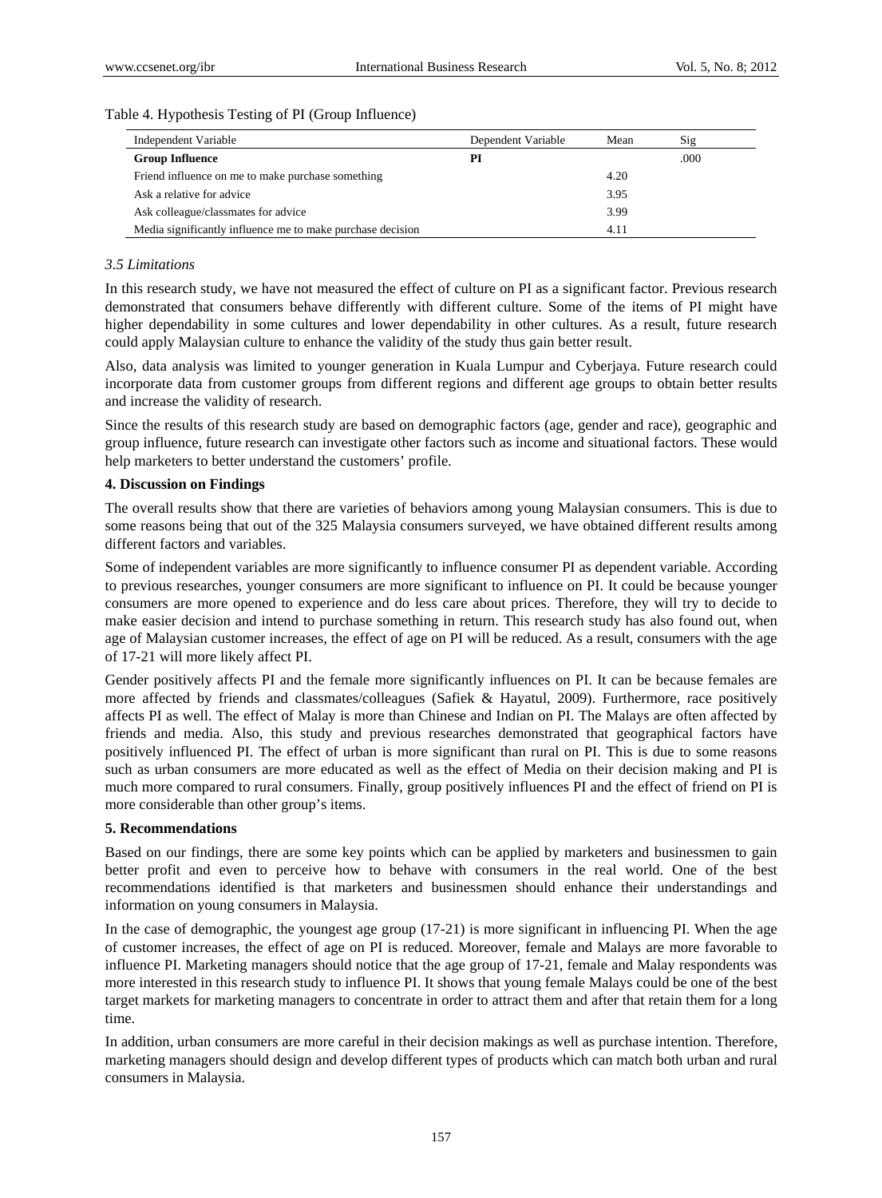Table 4. Hypothesis Testing of PI (Group Influence)

| Independent Variable | Dependent Variable | Mean | Sig |
|---|---|---|---|
| **Group Influence** | **PI** | | .000 |
| Friend influence on me to make purchase something | | 4.20 | |
| Ask a relative for advice | | 3.95 | |
| Ask colleague/classmates for advice | | 3.99 | |
| Media significantly influence me to make purchase decision | | 4.11 | |

### *3.5 Limitations*

In this research study, we have not measured the effect of culture on PI as a significant factor. Previous research demonstrated that consumers behave differently with different culture. Some of the items of PI might have higher dependability in some cultures and lower dependability in other cultures. As a result, future research could apply Malaysian culture to enhance the validity of the study thus gain better result.

Also, data analysis was limited to younger generation in Kuala Lumpur and Cyberjaya. Future research could incorporate data from customer groups from different regions and different age groups to obtain better results and increase the validity of research.

Since the results of this research study are based on demographic factors (age, gender and race), geographic and group influence, future research can investigate other factors such as income and situational factors. These would help marketers to better understand the customers' profile.

## 4. Discussion on Findings

The overall results show that there are varieties of behaviors among young Malaysian consumers. This is due to some reasons being that out of the 325 Malaysia consumers surveyed, we have obtained different results among different factors and variables.

Some of independent variables are more significantly to influence consumer PI as dependent variable. According to previous researches, younger consumers are more significant to influence on PI. It could be because younger consumers are more opened to experience and do less care about prices. Therefore, they will try to decide to make easier decision and intend to purchase something in return. This research study has also found out, when age of Malaysian customer increases, the effect of age on PI will be reduced. As a result, consumers with the age of 17-21 will more likely affect PI.

Gender positively affects PI and the female more significantly influences on PI. It can be because females are more affected by friends and classmates/colleagues (Safiek & Hayatul, 2009). Furthermore, race positively affects PI as well. The effect of Malay is more than Chinese and Indian on PI. The Malays are often affected by friends and media. Also, this study and previous researches demonstrated that geographical factors have positively influenced PI. The effect of urban is more significant than rural on PI. This is due to some reasons such as urban consumers are more educated as well as the effect of Media on their decision making and PI is much more compared to rural consumers. Finally, group positively influences PI and the effect of friend on PI is more considerable than other group's items.

## 5. Recommendations

Based on our findings, there are some key points which can be applied by marketers and businessmen to gain better profit and even to perceive how to behave with consumers in the real world. One of the best recommendations identified is that marketers and businessmen should enhance their understandings and information on young consumers in Malaysia.

In the case of demographic, the youngest age group (17-21) is more significant in influencing PI. When the age of customer increases, the effect of age on PI is reduced. Moreover, female and Malays are more favorable to influence PI. Marketing managers should notice that the age group of 17-21, female and Malay respondents was more interested in this research study to influence PI. It shows that young female Malays could be one of the best target markets for marketing managers to concentrate in order to attract them and after that retain them for a long time.

In addition, urban consumers are more careful in their decision makings as well as purchase intention. Therefore, marketing managers should design and develop different types of products which can match both urban and rural consumers in Malaysia.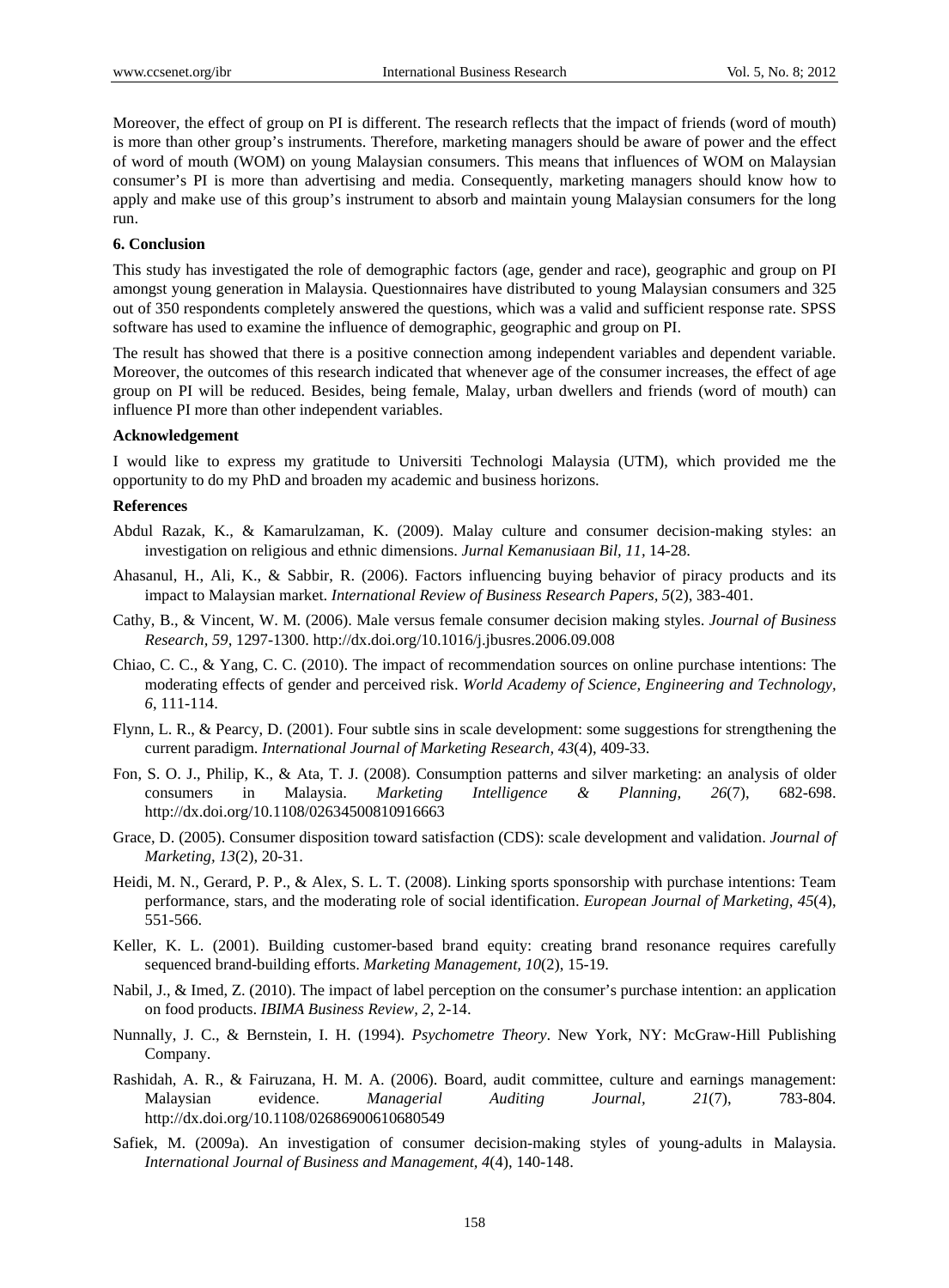Moreover, the effect of group on PI is different. The research reflects that the impact of friends (word of mouth) is more than other group's instruments. Therefore, marketing managers should be aware of power and the effect of word of mouth (WOM) on young Malaysian consumers. This means that influences of WOM on Malaysian consumer's PI is more than advertising and media. Consequently, marketing managers should know how to apply and make use of this group's instrument to absorb and maintain young Malaysian consumers for the long run.

### 6. Conclusion

This study has investigated the role of demographic factors (age, gender and race), geographic and group on PI amongst young generation in Malaysia. Questionnaires have distributed to young Malaysian consumers and 325 out of 350 respondents completely answered the questions, which was a valid and sufficient response rate. SPSS software has used to examine the influence of demographic, geographic and group on PI.

The result has showed that there is a positive connection among independent variables and dependent variable. Moreover, the outcomes of this research indicated that whenever age of the consumer increases, the effect of age group on PI will be reduced. Besides, being female, Malay, urban dwellers and friends (word of mouth) can influence PI more than other independent variables.

### Acknowledgement

I would like to express my gratitude to Universiti Technologi Malaysia (UTM), which provided me the opportunity to do my PhD and broaden my academic and business horizons.

### References

Abdul Razak, K., & Kamarulzaman, K. (2009). Malay culture and consumer decision-making styles: an investigation on religious and ethnic dimensions. *Jurnal Kemanusiaan Bil, 11*, 14-28.

Ahasanul, H., Ali, K., & Sabbir, R. (2006). Factors influencing buying behavior of piracy products and its impact to Malaysian market. *International Review of Business Research Papers, 5*(2), 383-401.

Cathy, B., & Vincent, W. M. (2006). Male versus female consumer decision making styles. *Journal of Business Research, 59*, 1297-1300. http://dx.doi.org/10.1016/j.jbusres.2006.09.008

Chiao, C. C., & Yang, C. C. (2010). The impact of recommendation sources on online purchase intentions: The moderating effects of gender and perceived risk. *World Academy of Science, Engineering and Technology, 6*, 111-114.

Flynn, L. R., & Pearcy, D. (2001). Four subtle sins in scale development: some suggestions for strengthening the current paradigm. *International Journal of Marketing Research, 43*(4), 409-33.

Fon, S. O. J., Philip, K., & Ata, T. J. (2008). Consumption patterns and silver marketing: an analysis of older consumers in Malaysia. *Marketing Intelligence & Planning, 26*(7), 682-698. http://dx.doi.org/10.1108/02634500810916663

Grace, D. (2005). Consumer disposition toward satisfaction (CDS): scale development and validation. *Journal of Marketing, 13*(2), 20-31.

Heidi, M. N., Gerard, P. P., & Alex, S. L. T. (2008). Linking sports sponsorship with purchase intentions: Team performance, stars, and the moderating role of social identification. *European Journal of Marketing, 45*(4), 551-566.

Keller, K. L. (2001). Building customer-based brand equity: creating brand resonance requires carefully sequenced brand-building efforts. *Marketing Management, 10*(2), 15-19.

Nabil, J., & Imed, Z. (2010). The impact of label perception on the consumer's purchase intention: an application on food products. *IBIMA Business Review, 2*, 2-14.

Nunnally, J. C., & Bernstein, I. H. (1994). *Psychometre Theory*. New York, NY: McGraw-Hill Publishing Company.

Rashidah, A. R., & Fairuzana, H. M. A. (2006). Board, audit committee, culture and earnings management: Malaysian evidence. *Managerial Auditing Journal, 21*(7), 783-804. http://dx.doi.org/10.1108/02686900610680549

Safiek, M. (2009a). An investigation of consumer decision-making styles of young-adults in Malaysia. *International Journal of Business and Management, 4*(4), 140-148.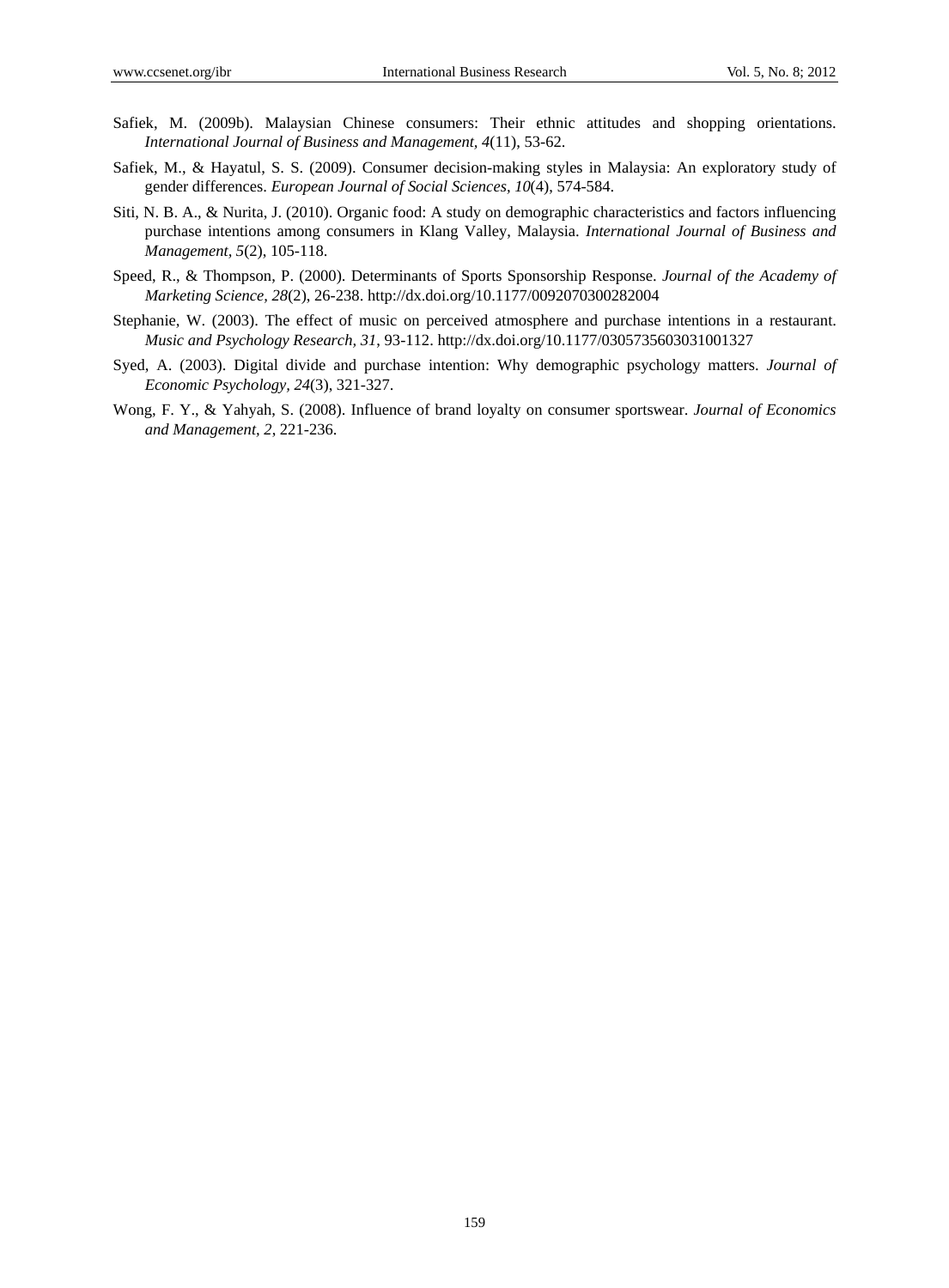Safiek, M. (2009b). Malaysian Chinese consumers: Their ethnic attitudes and shopping orientations. *International Journal of Business and Management, 4*(11), 53-62.

Safiek, M., & Hayatul, S. S. (2009). Consumer decision-making styles in Malaysia: An exploratory study of gender differences. *European Journal of Social Sciences, 10*(4), 574-584.

Siti, N. B. A., & Nurita, J. (2010). Organic food: A study on demographic characteristics and factors influencing purchase intentions among consumers in Klang Valley, Malaysia. *International Journal of Business and Management, 5*(2), 105-118.

Speed, R., & Thompson, P. (2000). Determinants of Sports Sponsorship Response. *Journal of the Academy of Marketing Science, 28*(2), 26-238. http://dx.doi.org/10.1177/0092070300282004

Stephanie, W. (2003). The effect of music on perceived atmosphere and purchase intentions in a restaurant. *Music and Psychology Research, 31*, 93-112. http://dx.doi.org/10.1177/0305735603031001327

Syed, A. (2003). Digital divide and purchase intention: Why demographic psychology matters. *Journal of Economic Psychology, 24*(3), 321-327.

Wong, F. Y., & Yahyah, S. (2008). Influence of brand loyalty on consumer sportswear. *Journal of Economics and Management, 2*, 221-236.